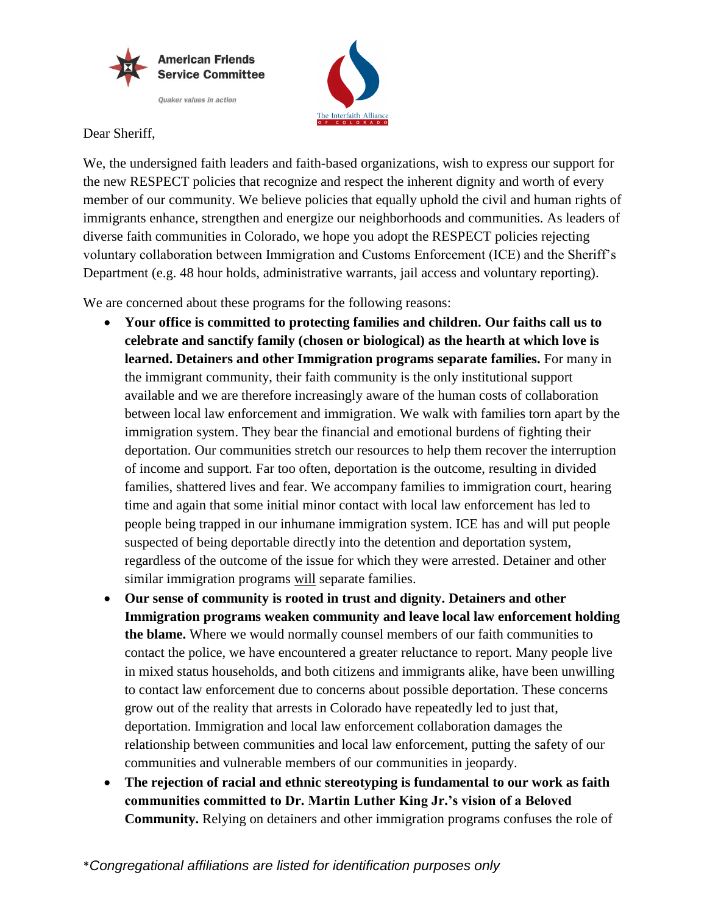American Friends Service Committee

*Quaker values in action*

The Interfaith Alliance OF COLORADO

Dear Sheriff,

We, the undersigned faith leaders and faith-based organizations, wish to express our support for the new RESPECT policies that recognize and respect the inherent dignity and worth of every member of our community. We believe policies that equally uphold the civil and human rights of immigrants enhance, strengthen and energize our neighborhoods and communities. As leaders of diverse faith communities in Colorado, we hope you adopt the RESPECT policies rejecting voluntary collaboration between Immigration and Customs Enforcement (ICE) and the Sheriff's Department (e.g. 48 hour holds, administrative warrants, jail access and voluntary reporting).

We are concerned about these programs for the following reasons:

- **Your office is committed to protecting families and children. Our faiths call us to celebrate and sanctify family (chosen or biological) as the hearth at which love is learned. Detainers and other Immigration programs separate families.** For many in the immigrant community, their faith community is the only institutional support available and we are therefore increasingly aware of the human costs of collaboration between local law enforcement and immigration. We walk with families torn apart by the immigration system. They bear the financial and emotional burdens of fighting their deportation. Our communities stretch our resources to help them recover the interruption of income and support. Far too often, deportation is the outcome, resulting in divided families, shattered lives and fear. We accompany families to immigration court, hearing time and again that some initial minor contact with local law enforcement has led to people being trapped in our inhumane immigration system. ICE has and will put people suspected of being deportable directly into the detention and deportation system, regardless of the outcome of the issue for which they were arrested. Detainer and other similar immigration programs <u>will</u> separate families.
- **Our sense of community is rooted in trust and dignity. Detainers and other Immigration programs weaken community and leave local law enforcement holding the blame.** Where we would normally counsel members of our faith communities to contact the police, we have encountered a greater reluctance to report. Many people live in mixed status households, and both citizens and immigrants alike, have been unwilling to contact law enforcement due to concerns about possible deportation. These concerns grow out of the reality that arrests in Colorado have repeatedly led to just that, deportation. Immigration and local law enforcement collaboration damages the relationship between communities and local law enforcement, putting the safety of our communities and vulnerable members of our communities in jeopardy.
- **The rejection of racial and ethnic stereotyping is fundamental to our work as faith communities committed to Dr. Martin Luther King Jr.'s vision of a Beloved Community.** Relying on detainers and other immigration programs confuses the role of

*\*Congregational affiliations are listed for identification purposes only*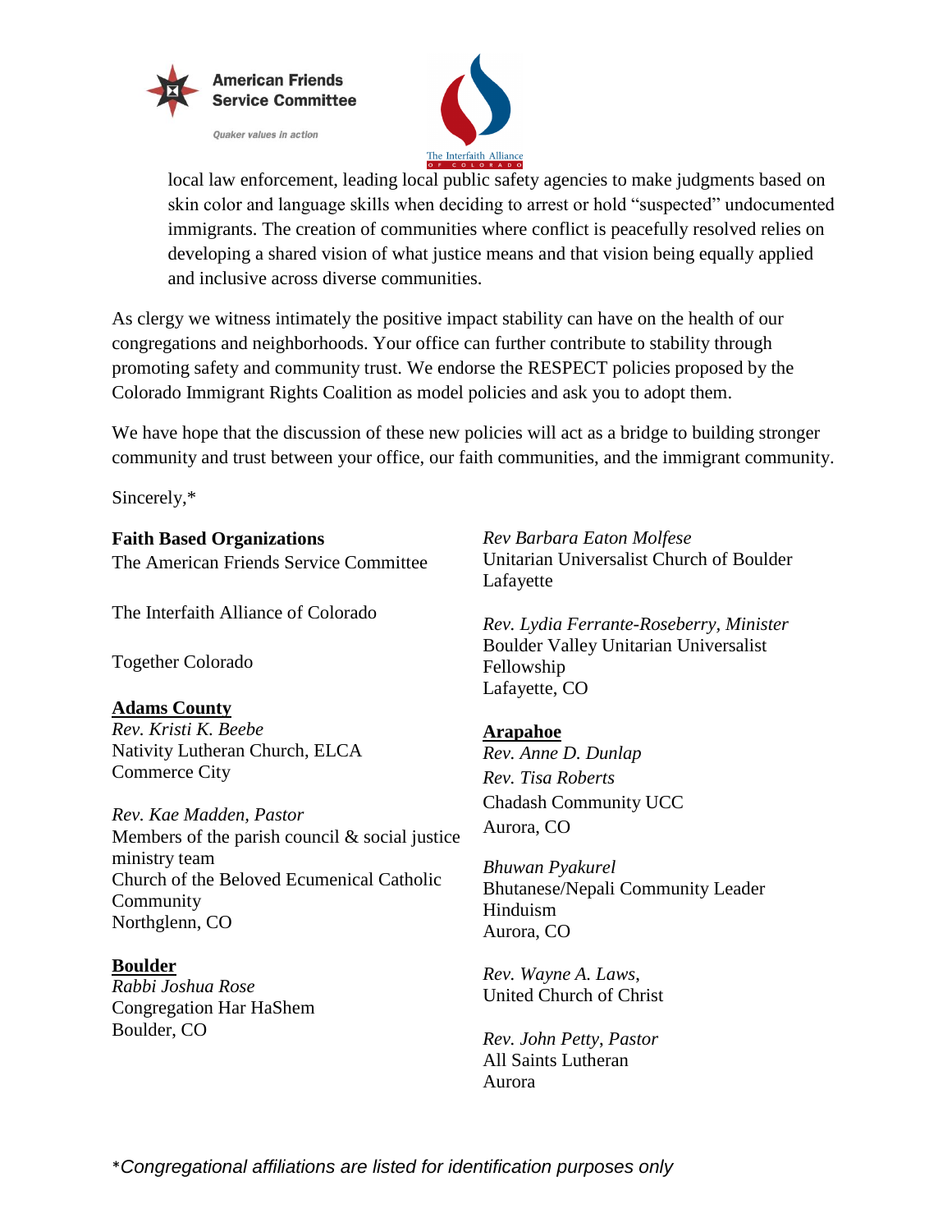local law enforcement, leading local public safety agencies to make judgments based on skin color and language skills when deciding to arrest or hold "suspected" undocumented immigrants. The creation of communities where conflict is peacefully resolved relies on developing a shared vision of what justice means and that vision being equally applied and inclusive across diverse communities.

As clergy we witness intimately the positive impact stability can have on the health of our congregations and neighborhoods. Your office can further contribute to stability through promoting safety and community trust. We endorse the RESPECT policies proposed by the Colorado Immigrant Rights Coalition as model policies and ask you to adopt them.

We have hope that the discussion of these new policies will act as a bridge to building stronger community and trust between your office, our faith communities, and the immigrant community.

Sincerely,*

**Faith Based Organizations**
The American Friends Service Committee

The Interfaith Alliance of Colorado

Together Colorado

**Adams County**
*Rev. Kristi K. Beebe*
Nativity Lutheran Church, ELCA
Commerce City

*Rev. Kae Madden, Pastor*
Members of the parish council & social justice ministry team
Church of the Beloved Ecumenical Catholic Community
Northglenn, CO

**Boulder**
*Rabbi Joshua Rose*
Congregation Har HaShem
Boulder, CO

*Rev Barbara Eaton Molfese*
Unitarian Universalist Church of Boulder
Lafayette

*Rev. Lydia Ferrante-Roseberry, Minister*
Boulder Valley Unitarian Universalist Fellowship
Lafayette, CO

**Arapahoe**
*Rev. Anne D. Dunlap*
*Rev. Tisa Roberts*
Chadash Community UCC
Aurora, CO

*Bhuwan Pyakurel*
Bhutanese/Nepali Community Leader
Hinduism
Aurora, CO

*Rev. Wayne A. Laws*,
United Church of Christ

*Rev. John Petty, Pastor*
All Saints Lutheran
Aurora

*Congregational affiliations are listed for identification purposes only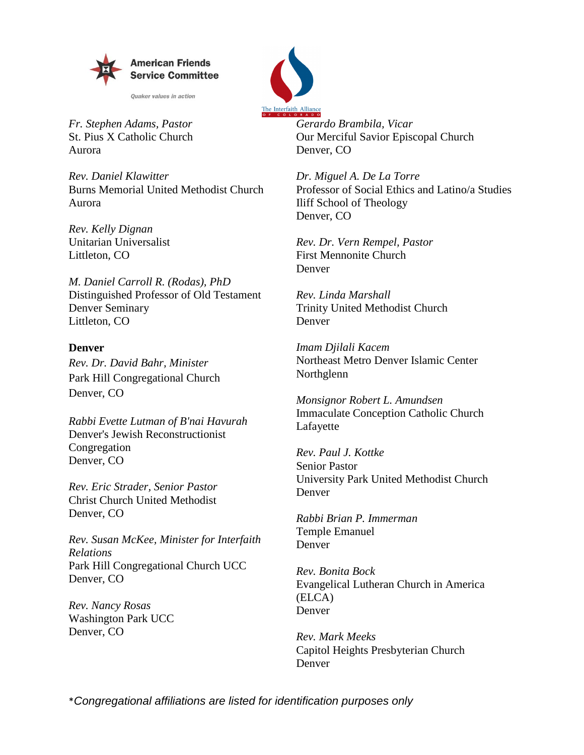American Friends Service Committee

Quaker values in action

The Interfaith Alliance of Colorado

*Fr. Stephen Adams, Pastor*
St. Pius X Catholic Church
Aurora

*Rev. Daniel Klawitter*
Burns Memorial United Methodist Church
Aurora

*Rev. Kelly Dignan*
Unitarian Universalist
Littleton, CO

*M. Daniel Carroll R. (Rodas), PhD*
Distinguished Professor of Old Testament
Denver Seminary
Littleton, CO

**Denver**

*Rev. Dr. David Bahr, Minister*
Park Hill Congregational Church
Denver, CO

*Rabbi Evette Lutman of B'nai Havurah*
Denver's Jewish Reconstructionist Congregation
Denver, CO

*Rev. Eric Strader, Senior Pastor*
Christ Church United Methodist
Denver, CO

*Rev. Susan McKee, Minister for Interfaith Relations*
Park Hill Congregational Church UCC
Denver, CO

*Rev. Nancy Rosas*
Washington Park UCC
Denver, CO

*Gerardo Brambila, Vicar*
Our Merciful Savior Episcopal Church
Denver, CO

*Dr. Miguel A. De La Torre*
Professor of Social Ethics and Latino/a Studies
Iliff School of Theology
Denver, CO

*Rev. Dr. Vern Rempel, Pastor*
First Mennonite Church
Denver

*Rev. Linda Marshall*
Trinity United Methodist Church
Denver

*Imam Djilali Kacem*
Northeast Metro Denver Islamic Center
Northglenn

*Monsignor Robert L. Amundsen*
Immaculate Conception Catholic Church
Lafayette

*Rev. Paul J. Kottke*
Senior Pastor
University Park United Methodist Church
Denver

*Rabbi Brian P. Immerman*
Temple Emanuel
Denver

*Rev. Bonita Bock*
Evangelical Lutheran Church in America (ELCA)
Denver

*Rev. Mark Meeks*
Capitol Heights Presbyterian Church
Denver

*\*Congregational affiliations are listed for identification purposes only*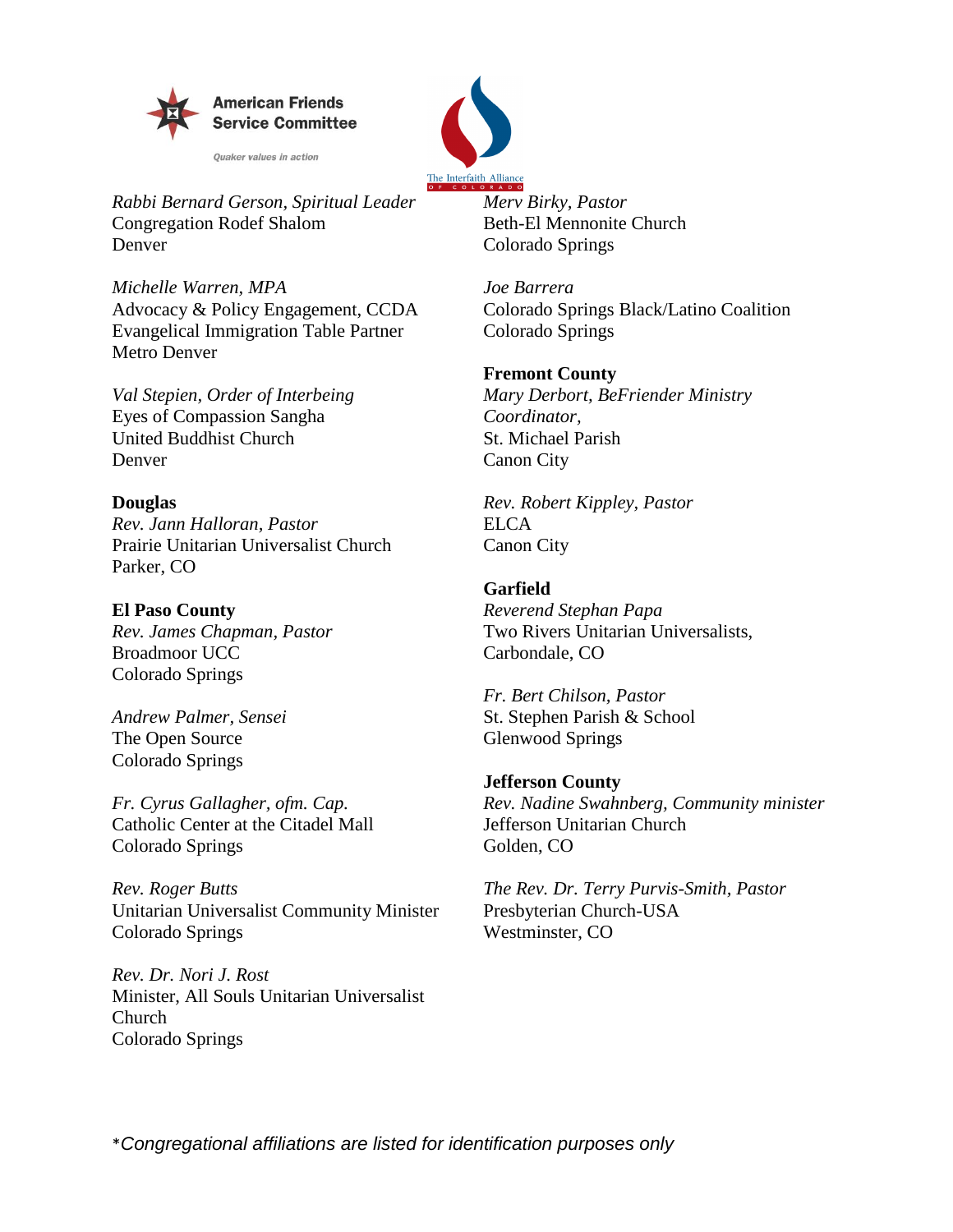American Friends Service Committee

*Quaker values in action*

The Interfaith Alliance of Colorado

*Rabbi Bernard Gerson, Spiritual Leader*
Congregation Rodef Shalom
Denver

*Michelle Warren, MPA*
Advocacy & Policy Engagement, CCDA
Evangelical Immigration Table Partner
Metro Denver

*Val Stepien, Order of Interbeing*
Eyes of Compassion Sangha
United Buddhist Church
Denver

**Douglas**
*Rev. Jann Halloran, Pastor*
Prairie Unitarian Universalist Church
Parker, CO

**El Paso County**
*Rev. James Chapman, Pastor*
Broadmoor UCC
Colorado Springs

*Andrew Palmer, Sensei*
The Open Source
Colorado Springs

*Fr. Cyrus Gallagher, ofm. Cap.*
Catholic Center at the Citadel Mall
Colorado Springs

*Rev. Roger Butts*
Unitarian Universalist Community Minister
Colorado Springs

*Rev. Dr. Nori J. Rost*
Minister, All Souls Unitarian Universalist Church
Colorado Springs

*Merv Birky, Pastor*
Beth-El Mennonite Church
Colorado Springs

*Joe Barrera*
Colorado Springs Black/Latino Coalition
Colorado Springs

**Fremont County**
*Mary Derbort, BeFriender Ministry Coordinator,*
St. Michael Parish
Canon City

*Rev. Robert Kippley, Pastor*
ELCA
Canon City

**Garfield**
*Reverend Stephan Papa*
Two Rivers Unitarian Universalists,
Carbondale, CO

*Fr. Bert Chilson, Pastor*
St. Stephen Parish & School
Glenwood Springs

**Jefferson County**
*Rev. Nadine Swahnberg, Community minister*
Jefferson Unitarian Church
Golden, CO

*The Rev. Dr. Terry Purvis-Smith, Pastor*
Presbyterian Church-USA
Westminster, CO

*\*Congregational affiliations are listed for identification purposes only*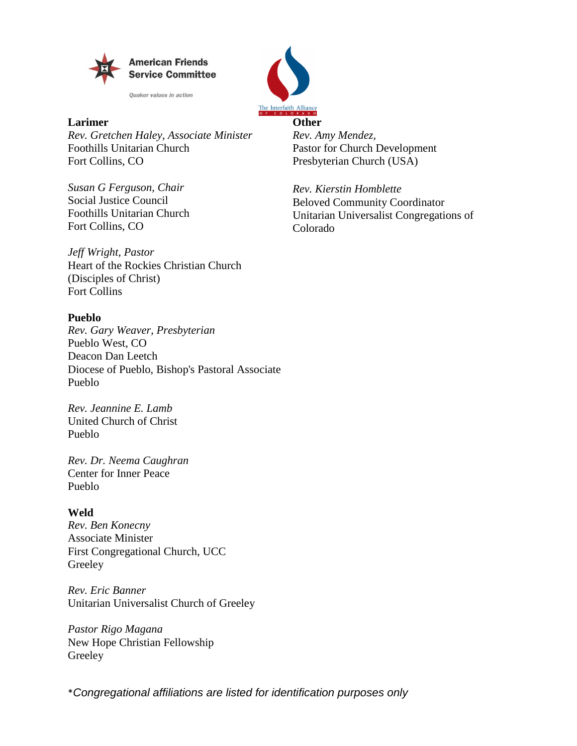American Friends Service Committee

Quaker values in action

The Interfaith Alliance of Colorado

**Larimer**

*Rev. Gretchen Haley, Associate Minister*
Foothills Unitarian Church
Fort Collins, CO

*Susan G Ferguson, Chair*
Social Justice Council
Foothills Unitarian Church
Fort Collins, CO

*Jeff Wright, Pastor*
Heart of the Rockies Christian Church
(Disciples of Christ)
Fort Collins

**Pueblo**

*Rev. Gary Weaver, Presbyterian*
Pueblo West, CO
Deacon Dan Leetch
Diocese of Pueblo, Bishop's Pastoral Associate
Pueblo

*Rev. Jeannine E. Lamb*
United Church of Christ
Pueblo

*Rev. Dr. Neema Caughran*
Center for Inner Peace
Pueblo

**Weld**

*Rev. Ben Konecny*
Associate Minister
First Congregational Church, UCC
Greeley

*Rev. Eric Banner*
Unitarian Universalist Church of Greeley

*Pastor Rigo Magana*
New Hope Christian Fellowship
Greeley

**Other**

*Rev. Amy Mendez,*
Pastor for Church Development
Presbyterian Church (USA)

*Rev. Kierstin Homblette*
Beloved Community Coordinator
Unitarian Universalist Congregations of Colorado

**Congregational affiliations are listed for identification purposes only*